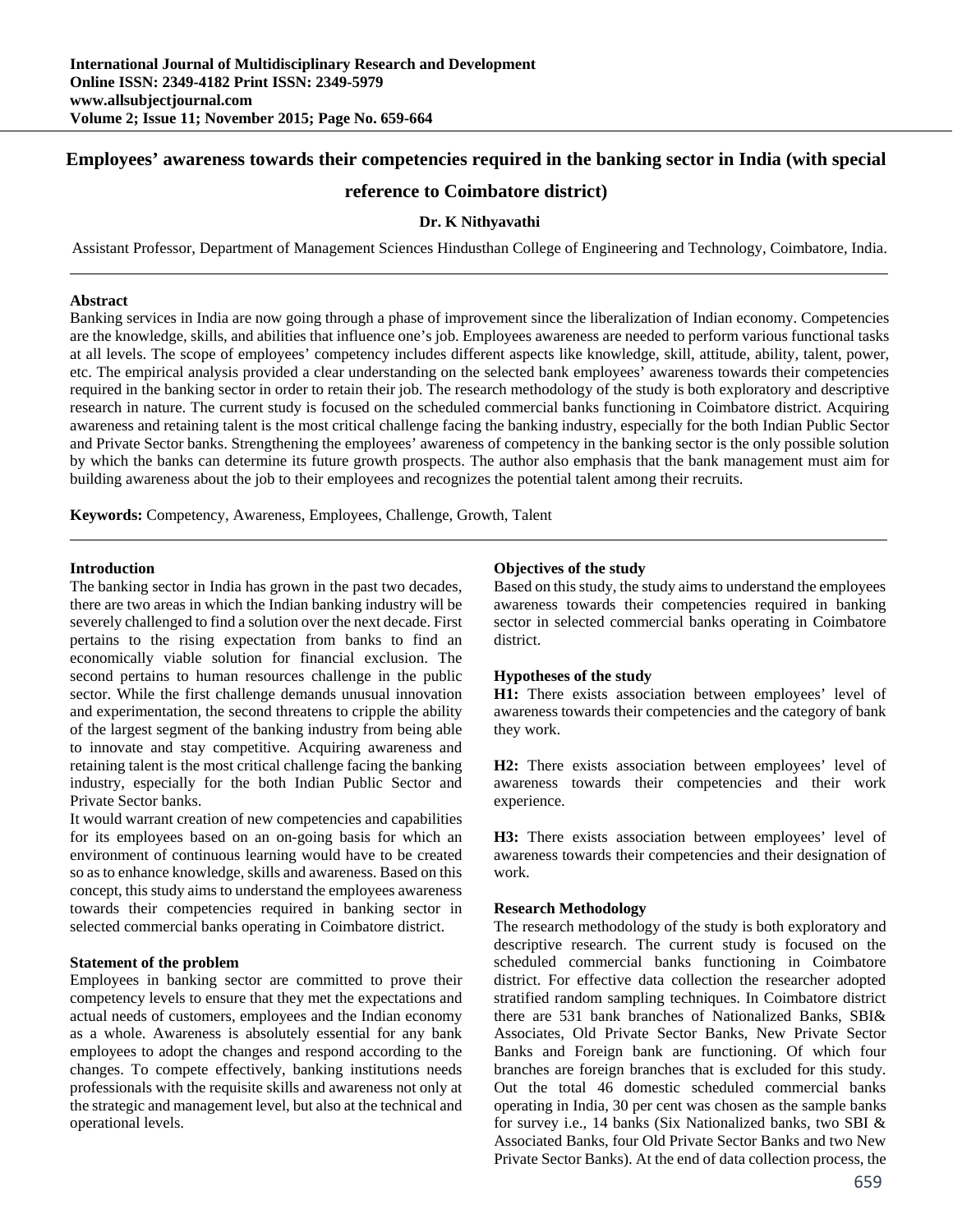# Employees' awareness towards their competencies required in the banking sector in India (with special reference to Coimbatore district)

**Dr. K Nithyavathi**

Assistant Professor, Department of Management Sciences Hindusthan College of Engineering and Technology, Coimbatore, India.

### Abstract

Banking services in India are now going through a phase of improvement since the liberalization of Indian economy. Competencies are the knowledge, skills, and abilities that influence one's job. Employees awareness are needed to perform various functional tasks at all levels. The scope of employees' competency includes different aspects like knowledge, skill, attitude, ability, talent, power, etc. The empirical analysis provided a clear understanding on the selected bank employees' awareness towards their competencies required in the banking sector in order to retain their job. The research methodology of the study is both exploratory and descriptive research in nature. The current study is focused on the scheduled commercial banks functioning in Coimbatore district. Acquiring awareness and retaining talent is the most critical challenge facing the banking industry, especially for the both Indian Public Sector and Private Sector banks. Strengthening the employees' awareness of competency in the banking sector is the only possible solution by which the banks can determine its future growth prospects. The author also emphasis that the bank management must aim for building awareness about the job to their employees and recognizes the potential talent among their recruits.

**Keywords:** Competency, Awareness, Employees, Challenge, Growth, Talent

### Introduction

The banking sector in India has grown in the past two decades, there are two areas in which the Indian banking industry will be severely challenged to find a solution over the next decade. First pertains to the rising expectation from banks to find an economically viable solution for financial exclusion. The second pertains to human resources challenge in the public sector. While the first challenge demands unusual innovation and experimentation, the second threatens to cripple the ability of the largest segment of the banking industry from being able to innovate and stay competitive. Acquiring awareness and retaining talent is the most critical challenge facing the banking industry, especially for the both Indian Public Sector and Private Sector banks.

It would warrant creation of new competencies and capabilities for its employees based on an on-going basis for which an environment of continuous learning would have to be created so as to enhance knowledge, skills and awareness. Based on this concept, this study aims to understand the employees awareness towards their competencies required in banking sector in selected commercial banks operating in Coimbatore district.

### Statement of the problem

Employees in banking sector are committed to prove their competency levels to ensure that they met the expectations and actual needs of customers, employees and the Indian economy as a whole. Awareness is absolutely essential for any bank employees to adopt the changes and respond according to the changes. To compete effectively, banking institutions needs professionals with the requisite skills and awareness not only at the strategic and management level, but also at the technical and operational levels.

### Objectives of the study

Based on this study, the study aims to understand the employees awareness towards their competencies required in banking sector in selected commercial banks operating in Coimbatore district.

### Hypotheses of the study

**H1:** There exists association between employees' level of awareness towards their competencies and the category of bank they work.

**H2:** There exists association between employees' level of awareness towards their competencies and their work experience.

**H3:** There exists association between employees' level of awareness towards their competencies and their designation of work.

### Research Methodology

The research methodology of the study is both exploratory and descriptive research. The current study is focused on the scheduled commercial banks functioning in Coimbatore district. For effective data collection the researcher adopted stratified random sampling techniques. In Coimbatore district there are 531 bank branches of Nationalized Banks, SBI& Associates, Old Private Sector Banks, New Private Sector Banks and Foreign bank are functioning. Of which four branches are foreign branches that is excluded for this study. Out the total 46 domestic scheduled commercial banks operating in India, 30 per cent was chosen as the sample banks for survey i.e., 14 banks (Six Nationalized banks, two SBI & Associated Banks, four Old Private Sector Banks and two New Private Sector Banks). At the end of data collection process, the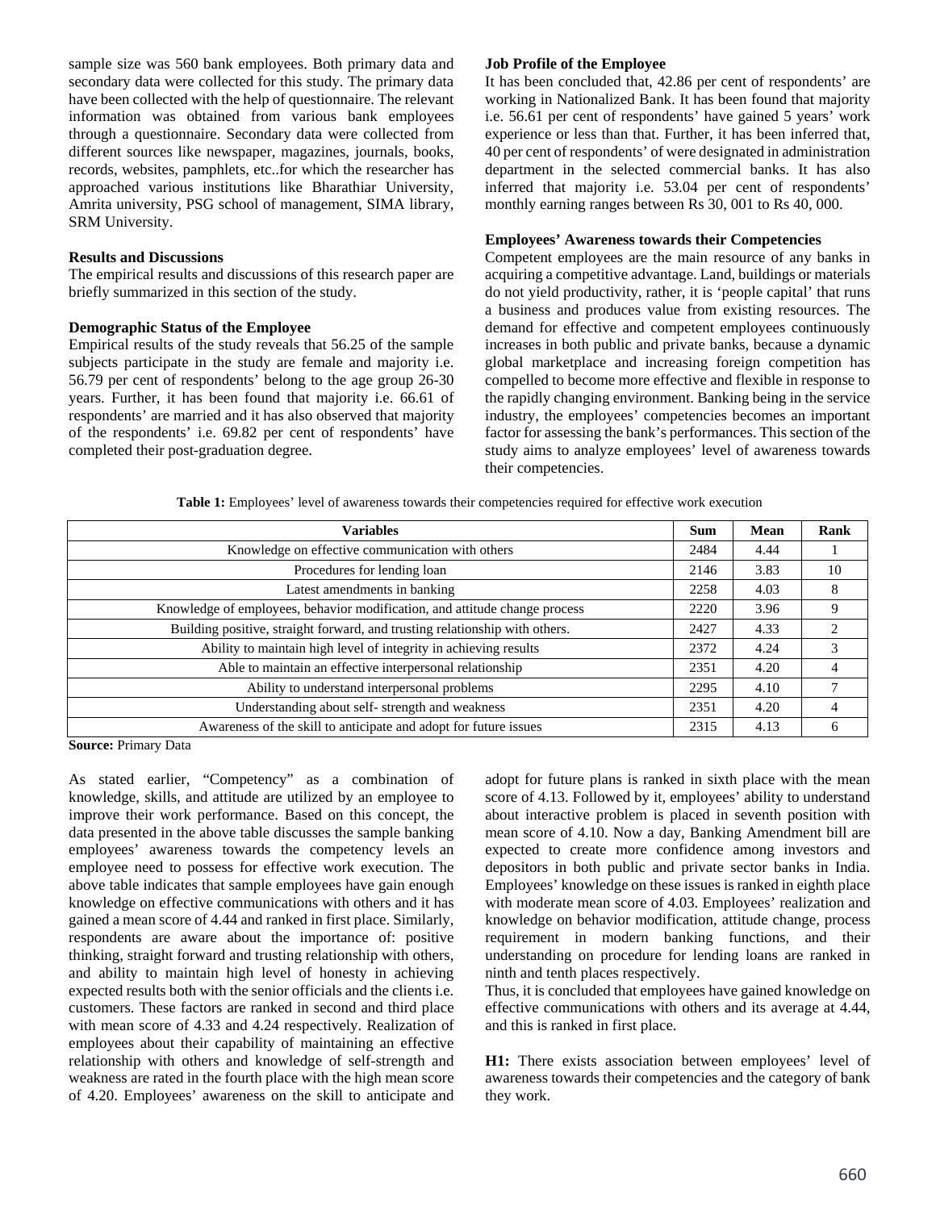sample size was 560 bank employees. Both primary data and secondary data were collected for this study. The primary data have been collected with the help of questionnaire. The relevant information was obtained from various bank employees through a questionnaire. Secondary data were collected from different sources like newspaper, magazines, journals, books, records, websites, pamphlets, etc..for which the researcher has approached various institutions like Bharathiar University, Amrita university, PSG school of management, SIMA library, SRM University.

**Results and Discussions**

The empirical results and discussions of this research paper are briefly summarized in this section of the study.

**Demographic Status of the Employee**

Empirical results of the study reveals that 56.25 of the sample subjects participate in the study are female and majority i.e. 56.79 per cent of respondents' belong to the age group 26-30 years. Further, it has been found that majority i.e. 66.61 of respondents' are married and it has also observed that majority of the respondents' i.e. 69.82 per cent of respondents' have completed their post-graduation degree.

**Job Profile of the Employee**

It has been concluded that, 42.86 per cent of respondents' are working in Nationalized Bank. It has been found that majority i.e. 56.61 per cent of respondents' have gained 5 years' work experience or less than that. Further, it has been inferred that, 40 per cent of respondents' of were designated in administration department in the selected commercial banks. It has also inferred that majority i.e. 53.04 per cent of respondents' monthly earning ranges between Rs 30, 001 to Rs 40, 000.

**Employees' Awareness towards their Competencies**

Competent employees are the main resource of any banks in acquiring a competitive advantage. Land, buildings or materials do not yield productivity, rather, it is 'people capital' that runs a business and produces value from existing resources. The demand for effective and competent employees continuously increases in both public and private banks, because a dynamic global marketplace and increasing foreign competition has compelled to become more effective and flexible in response to the rapidly changing environment. Banking being in the service industry, the employees' competencies becomes an important factor for assessing the bank's performances. This section of the study aims to analyze employees' level of awareness towards their competencies.

**Table 1:** Employees' level of awareness towards their competencies required for effective work execution

| Variables | Sum | Mean | Rank |
|---|---|---|---|
| Knowledge on effective communication with others | 2484 | 4.44 | 1 |
| Procedures for lending loan | 2146 | 3.83 | 10 |
| Latest amendments in banking | 2258 | 4.03 | 8 |
| Knowledge of employees, behavior modification, and attitude change process | 2220 | 3.96 | 9 |
| Building positive, straight forward, and trusting relationship with others. | 2427 | 4.33 | 2 |
| Ability to maintain high level of integrity in achieving results | 2372 | 4.24 | 3 |
| Able to maintain an effective interpersonal relationship | 2351 | 4.20 | 4 |
| Ability to understand interpersonal problems | 2295 | 4.10 | 7 |
| Understanding about self- strength and weakness | 2351 | 4.20 | 4 |
| Awareness of the skill to anticipate and adopt for future issues | 2315 | 4.13 | 6 |

**Source:** Primary Data

As stated earlier, "Competency" as a combination of knowledge, skills, and attitude are utilized by an employee to improve their work performance. Based on this concept, the data presented in the above table discusses the sample banking employees' awareness towards the competency levels an employee need to possess for effective work execution. The above table indicates that sample employees have gain enough knowledge on effective communications with others and it has gained a mean score of 4.44 and ranked in first place. Similarly, respondents are aware about the importance of: positive thinking, straight forward and trusting relationship with others, and ability to maintain high level of honesty in achieving expected results both with the senior officials and the clients i.e. customers. These factors are ranked in second and third place with mean score of 4.33 and 4.24 respectively. Realization of employees about their capability of maintaining an effective relationship with others and knowledge of self-strength and weakness are rated in the fourth place with the high mean score of 4.20. Employees' awareness on the skill to anticipate and adopt for future plans is ranked in sixth place with the mean score of 4.13. Followed by it, employees' ability to understand about interactive problem is placed in seventh position with mean score of 4.10. Now a day, Banking Amendment bill are expected to create more confidence among investors and depositors in both public and private sector banks in India. Employees' knowledge on these issues is ranked in eighth place with moderate mean score of 4.03. Employees' realization and knowledge on behavior modification, attitude change, process requirement in modern banking functions, and their understanding on procedure for lending loans are ranked in ninth and tenth places respectively.

Thus, it is concluded that employees have gained knowledge on effective communications with others and its average at 4.44, and this is ranked in first place.

**H1:** There exists association between employees' level of awareness towards their competencies and the category of bank they work.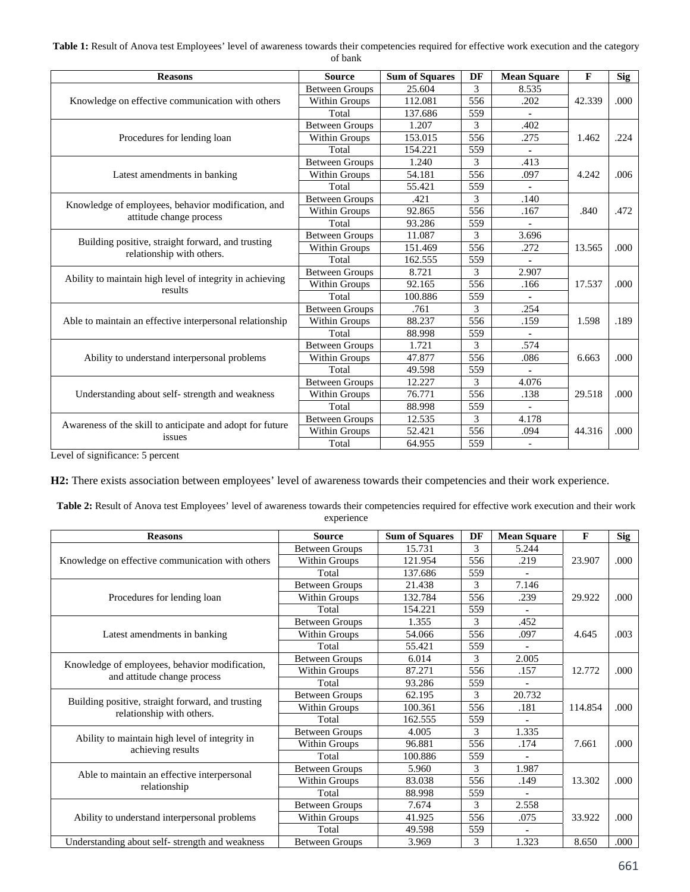**Table 1:** Result of Anova test Employees' level of awareness towards their competencies required for effective work execution and the category of bank

| Reasons | Source | Sum of Squares | DF | Mean Square | F | Sig |
|---|---|---|---|---|---|---|
| Knowledge on effective communication with others | Between Groups | 25.604 | 3 | 8.535 | 42.339 | .000 |
| | Within Groups | 112.081 | 556 | .202 | | |
| | Total | 137.686 | 559 | - | | |
| Procedures for lending loan | Between Groups | 1.207 | 3 | .402 | 1.462 | .224 |
| | Within Groups | 153.015 | 556 | .275 | | |
| | Total | 154.221 | 559 | - | | |
| Latest amendments in banking | Between Groups | 1.240 | 3 | .413 | 4.242 | .006 |
| | Within Groups | 54.181 | 556 | .097 | | |
| | Total | 55.421 | 559 | - | | |
| Knowledge of employees, behavior modification, and attitude change process | Between Groups | .421 | 3 | .140 | .840 | .472 |
| | Within Groups | 92.865 | 556 | .167 | | |
| | Total | 93.286 | 559 | - | | |
| Building positive, straight forward, and trusting relationship with others. | Between Groups | 11.087 | 3 | 3.696 | 13.565 | .000 |
| | Within Groups | 151.469 | 556 | .272 | | |
| | Total | 162.555 | 559 | - | | |
| Ability to maintain high level of integrity in achieving results | Between Groups | 8.721 | 3 | 2.907 | 17.537 | .000 |
| | Within Groups | 92.165 | 556 | .166 | | |
| | Total | 100.886 | 559 | - | | |
| Able to maintain an effective interpersonal relationship | Between Groups | .761 | 3 | .254 | 1.598 | .189 |
| | Within Groups | 88.237 | 556 | .159 | | |
| | Total | 88.998 | 559 | - | | |
| Ability to understand interpersonal problems | Between Groups | 1.721 | 3 | .574 | 6.663 | .000 |
| | Within Groups | 47.877 | 556 | .086 | | |
| | Total | 49.598 | 559 | - | | |
| Understanding about self- strength and weakness | Between Groups | 12.227 | 3 | 4.076 | 29.518 | .000 |
| | Within Groups | 76.771 | 556 | .138 | | |
| | Total | 88.998 | 559 | - | | |
| Awareness of the skill to anticipate and adopt for future issues | Between Groups | 12.535 | 3 | 4.178 | 44.316 | .000 |
| | Within Groups | 52.421 | 556 | .094 | | |
| | Total | 64.955 | 559 | - | | |

Level of significance: 5 percent

**H2:** There exists association between employees' level of awareness towards their competencies and their work experience.

**Table 2:** Result of Anova test Employees' level of awareness towards their competencies required for effective work execution and their work experience

| Reasons | Source | Sum of Squares | DF | Mean Square | F | Sig |
|---|---|---|---|---|---|---|
| Knowledge on effective communication with others | Between Groups | 15.731 | 3 | 5.244 | 23.907 | .000 |
| | Within Groups | 121.954 | 556 | .219 | | |
| | Total | 137.686 | 559 | - | | |
| Procedures for lending loan | Between Groups | 21.438 | 3 | 7.146 | 29.922 | .000 |
| | Within Groups | 132.784 | 556 | .239 | | |
| | Total | 154.221 | 559 | - | | |
| Latest amendments in banking | Between Groups | 1.355 | 3 | .452 | 4.645 | .003 |
| | Within Groups | 54.066 | 556 | .097 | | |
| | Total | 55.421 | 559 | - | | |
| Knowledge of employees, behavior modification, and attitude change process | Between Groups | 6.014 | 3 | 2.005 | 12.772 | .000 |
| | Within Groups | 87.271 | 556 | .157 | | |
| | Total | 93.286 | 559 | - | | |
| Building positive, straight forward, and trusting relationship with others. | Between Groups | 62.195 | 3 | 20.732 | 114.854 | .000 |
| | Within Groups | 100.361 | 556 | .181 | | |
| | Total | 162.555 | 559 | - | | |
| Ability to maintain high level of integrity in achieving results | Between Groups | 4.005 | 3 | 1.335 | 7.661 | .000 |
| | Within Groups | 96.881 | 556 | .174 | | |
| | Total | 100.886 | 559 | - | | |
| Able to maintain an effective interpersonal relationship | Between Groups | 5.960 | 3 | 1.987 | 13.302 | .000 |
| | Within Groups | 83.038 | 556 | .149 | | |
| | Total | 88.998 | 559 | - | | |
| Ability to understand interpersonal problems | Between Groups | 7.674 | 3 | 2.558 | 33.922 | .000 |
| | Within Groups | 41.925 | 556 | .075 | | |
| | Total | 49.598 | 559 | - | | |
| Understanding about self- strength and weakness | Between Groups | 3.969 | 3 | 1.323 | 8.650 | .000 |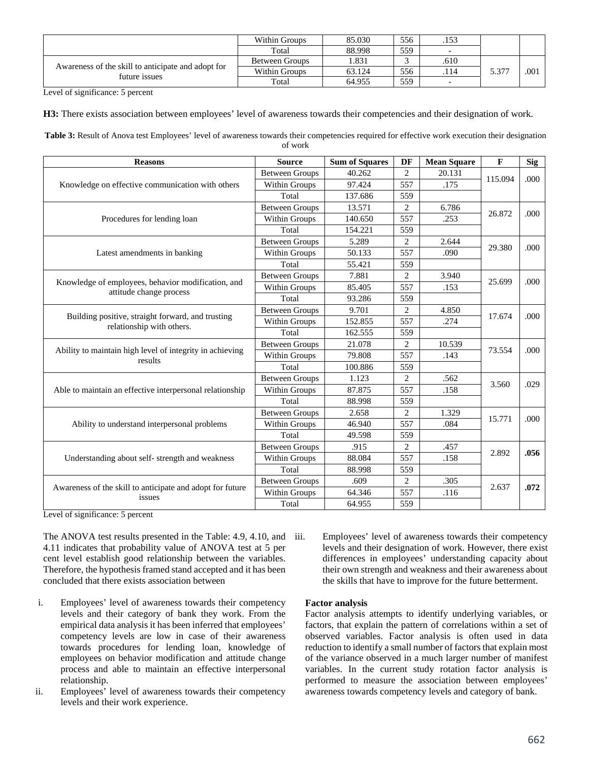| | Within Groups | 85.030 | 556 | .153 | | |
|---|---|---|---|---|---|---|
| | Total | 88.998 | 559 | - | | |
| Awareness of the skill to anticipate and adopt for future issues | Between Groups | 1.831 | 3 | .610 | 5.377 | .001 |
| | Within Groups | 63.124 | 556 | .114 | | |
| | Total | 64.955 | 559 | - | | |

Level of significance: 5 percent

**H3:** There exists association between employees' level of awareness towards their competencies and their designation of work.

**Table 3:** Result of Anova test Employees' level of awareness towards their competencies required for effective work execution their designation of work

| Reasons | Source | Sum of Squares | DF | Mean Square | F | Sig |
|---|---|---|---|---|---|---|
| Knowledge on effective communication with others | Between Groups | 40.262 | 2 | 20.131 | 115.094 | .000 |
| | Within Groups | 97.424 | 557 | .175 | | |
| | Total | 137.686 | 559 | | | |
| Procedures for lending loan | Between Groups | 13.571 | 2 | 6.786 | 26.872 | .000 |
| | Within Groups | 140.650 | 557 | .253 | | |
| | Total | 154.221 | 559 | | | |
| Latest amendments in banking | Between Groups | 5.289 | 2 | 2.644 | 29.380 | .000 |
| | Within Groups | 50.133 | 557 | .090 | | |
| | Total | 55.421 | 559 | | | |
| Knowledge of employees, behavior modification, and attitude change process | Between Groups | 7.881 | 2 | 3.940 | 25.699 | .000 |
| | Within Groups | 85.405 | 557 | .153 | | |
| | Total | 93.286 | 559 | | | |
| Building positive, straight forward, and trusting relationship with others. | Between Groups | 9.701 | 2 | 4.850 | 17.674 | .000 |
| | Within Groups | 152.855 | 557 | .274 | | |
| | Total | 162.555 | 559 | | | |
| Ability to maintain high level of integrity in achieving results | Between Groups | 21.078 | 2 | 10.539 | 73.554 | .000 |
| | Within Groups | 79.808 | 557 | .143 | | |
| | Total | 100.886 | 559 | | | |
| Able to maintain an effective interpersonal relationship | Between Groups | 1.123 | 2 | .562 | 3.560 | .029 |
| | Within Groups | 87.875 | 557 | .158 | | |
| | Total | 88.998 | 559 | | | |
| Ability to understand interpersonal problems | Between Groups | 2.658 | 2 | 1.329 | 15.771 | .000 |
| | Within Groups | 46.940 | 557 | .084 | | |
| | Total | 49.598 | 559 | | | |
| Understanding about self- strength and weakness | Between Groups | .915 | 2 | .457 | 2.892 | **.056** |
| | Within Groups | 88.084 | 557 | .158 | | |
| | Total | 88.998 | 559 | | | |
| Awareness of the skill to anticipate and adopt for future issues | Between Groups | .609 | 2 | .305 | 2.637 | **.072** |
| | Within Groups | 64.346 | 557 | .116 | | |
| | Total | 64.955 | 559 | | | |

Level of significance: 5 percent

The ANOVA test results presented in the Table: 4.9, 4.10, and 4.11 indicates that probability value of ANOVA test at 5 per cent level establish good relationship between the variables. Therefore, the hypothesis framed stand accepted and it has been concluded that there exists association between

i. Employees' level of awareness towards their competency levels and their category of bank they work. From the empirical data analysis it has been inferred that employees' competency levels are low in case of their awareness towards procedures for lending loan, knowledge of employees on behavior modification and attitude change process and able to maintain an effective interpersonal relationship.
ii. Employees' level of awareness towards their competency levels and their work experience.
iii. Employees' level of awareness towards their competency levels and their designation of work. However, there exist differences in employees' understanding capacity about their own strength and weakness and their awareness about the skills that have to improve for the future betterment.

**Factor analysis**

Factor analysis attempts to identify underlying variables, or factors, that explain the pattern of correlations within a set of observed variables. Factor analysis is often used in data reduction to identify a small number of factors that explain most of the variance observed in a much larger number of manifest variables. In the current study rotation factor analysis is performed to measure the association between employees' awareness towards competency levels and category of bank.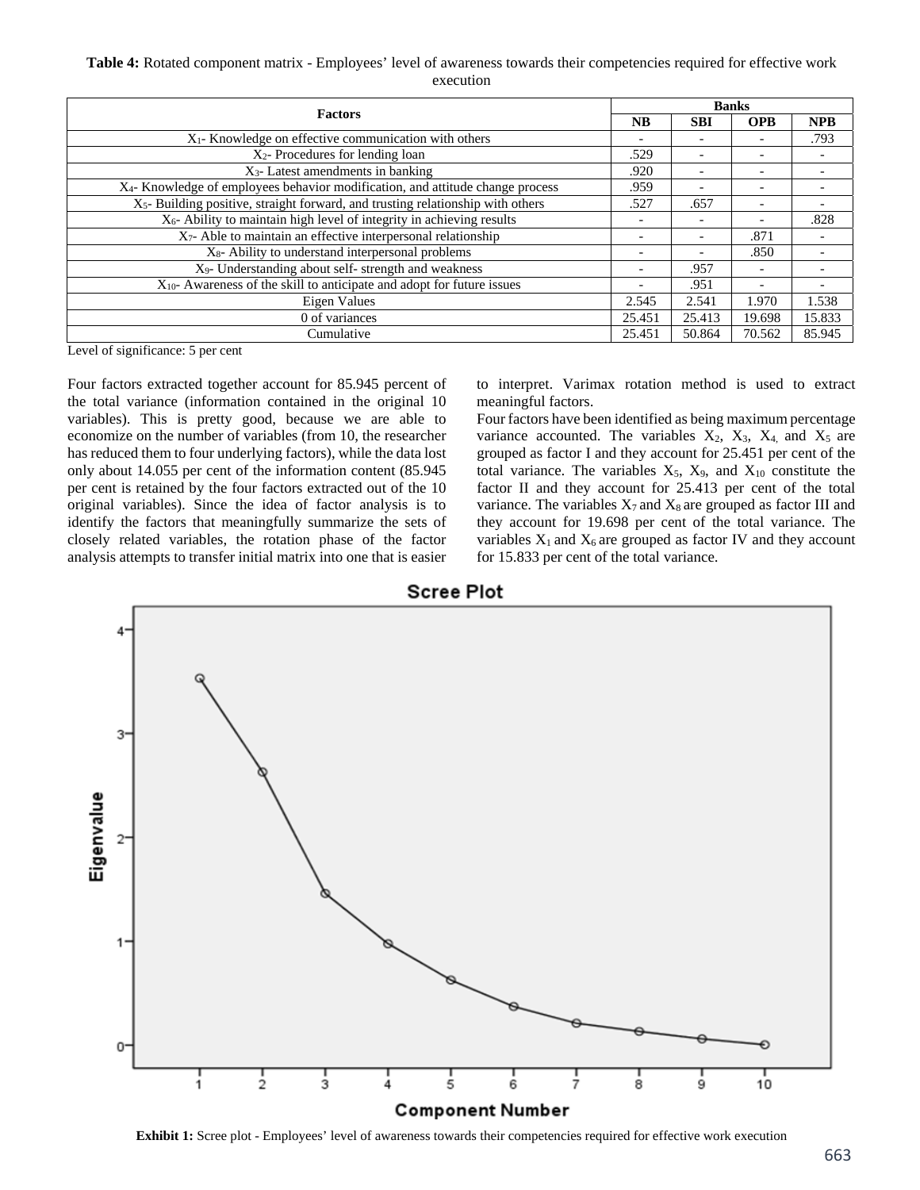**Table 4:** Rotated component matrix - Employees' level of awareness towards their competencies required for effective work execution

| Factors | Banks | | | |
|---|---|---|---|---|
| | NB | SBI | OPB | NPB |
| $X_1$- Knowledge on effective communication with others | - | - | - | .793 |
| $X_2$- Procedures for lending loan | .529 | - | - | - |
| $X_3$- Latest amendments in banking | .920 | - | - | - |
| $X_4$- Knowledge of employees behavior modification, and attitude change process | .959 | - | - | - |
| $X_5$- Building positive, straight forward, and trusting relationship with others | .527 | .657 | - | - |
| $X_6$- Ability to maintain high level of integrity in achieving results | - | - | - | .828 |
| $X_7$- Able to maintain an effective interpersonal relationship | - | - | .871 | - |
| $X_8$- Ability to understand interpersonal problems | - | - | .850 | - |
| $X_9$- Understanding about self- strength and weakness | - | .957 | - | - |
| $X_{10}$- Awareness of the skill to anticipate and adopt for future issues | - | .951 | - | - |
| Eigen Values | 2.545 | 2.541 | 1.970 | 1.538 |
| 0 of variances | 25.451 | 25.413 | 19.698 | 15.833 |
| Cumulative | 25.451 | 50.864 | 70.562 | 85.945 |

Level of significance: 5 per cent

Four factors extracted together account for 85.945 percent of the total variance (information contained in the original 10 variables). This is pretty good, because we are able to economize on the number of variables (from 10, the researcher has reduced them to four underlying factors), while the data lost only about 14.055 per cent of the information content (85.945 per cent is retained by the four factors extracted out of the 10 original variables). Since the idea of factor analysis is to identify the factors that meaningfully summarize the sets of closely related variables, the rotation phase of the factor analysis attempts to transfer initial matrix into one that is easier to interpret. Varimax rotation method is used to extract meaningful factors.

Four factors have been identified as being maximum percentage variance accounted. The variables $X_2$, $X_3$, $X_4$, and $X_5$ are grouped as factor I and they account for 25.451 per cent of the total variance. The variables $X_5$, $X_9$, and $X_{10}$ constitute the factor II and they account for 25.413 per cent of the total variance. The variables $X_7$ and $X_8$ are grouped as factor III and they account for 19.698 per cent of the total variance. The variables $X_1$ and $X_6$ are grouped as factor IV and they account for 15.833 per cent of the total variance.

**Exhibit 1:** Scree plot - Employees' level of awareness towards their competencies required for effective work execution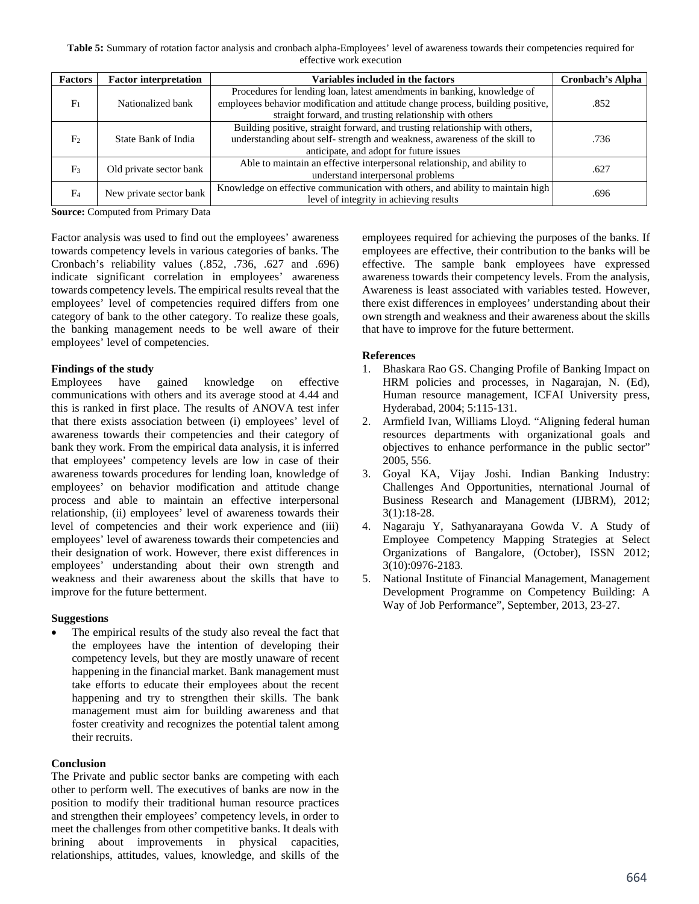**Table 5:** Summary of rotation factor analysis and cronbach alpha-Employees' level of awareness towards their competencies required for effective work execution

| Factors | Factor interpretation | Variables included in the factors | Cronbach's Alpha |
|---|---|---|---|
| $F_1$ | Nationalized bank | Procedures for lending loan, latest amendments in banking, knowledge of employees behavior modification and attitude change process, building positive, straight forward, and trusting relationship with others | .852 |
| $F_2$ | State Bank of India | Building positive, straight forward, and trusting relationship with others, understanding about self- strength and weakness, awareness of the skill to anticipate, and adopt for future issues | .736 |
| $F_3$ | Old private sector bank | Able to maintain an effective interpersonal relationship, and ability to understand interpersonal problems | .627 |
| $F_4$ | New private sector bank | Knowledge on effective communication with others, and ability to maintain high level of integrity in achieving results | .696 |

**Source:** Computed from Primary Data

Factor analysis was used to find out the employees' awareness towards competency levels in various categories of banks. The Cronbach's reliability values (.852, .736, .627 and .696) indicate significant correlation in employees' awareness towards competency levels. The empirical results reveal that the employees' level of competencies required differs from one category of bank to the other category. To realize these goals, the banking management needs to be well aware of their employees' level of competencies.

**Findings of the study**

Employees have gained knowledge on effective communications with others and its average stood at 4.44 and this is ranked in first place. The results of ANOVA test infer that there exists association between (i) employees' level of awareness towards their competencies and their category of bank they work. From the empirical data analysis, it is inferred that employees' competency levels are low in case of their awareness towards procedures for lending loan, knowledge of employees' on behavior modification and attitude change process and able to maintain an effective interpersonal relationship, (ii) employees' level of awareness towards their level of competencies and their work experience and (iii) employees' level of awareness towards their competencies and their designation of work. However, there exist differences in employees' understanding about their own strength and weakness and their awareness about the skills that have to improve for the future betterment.

**Suggestions**

- The empirical results of the study also reveal the fact that the employees have the intention of developing their competency levels, but they are mostly unaware of recent happening in the financial market. Bank management must take efforts to educate their employees about the recent happening and try to strengthen their skills. The bank management must aim for building awareness and that foster creativity and recognizes the potential talent among their recruits.

**Conclusion**

The Private and public sector banks are competing with each other to perform well. The executives of banks are now in the position to modify their traditional human resource practices and strengthen their employees' competency levels, in order to meet the challenges from other competitive banks. It deals with brining about improvements in physical capacities, relationships, attitudes, values, knowledge, and skills of the employees required for achieving the purposes of the banks. If employees are effective, their contribution to the banks will be effective. The sample bank employees have expressed awareness towards their competency levels. From the analysis, Awareness is least associated with variables tested. However, there exist differences in employees' understanding about their own strength and weakness and their awareness about the skills that have to improve for the future betterment.

**References**

1. Bhaskara Rao GS. Changing Profile of Banking Impact on HRM policies and processes, in Nagarajan, N. (Ed), Human resource management, ICFAI University press, Hyderabad, 2004; 5:115-131.
2. Armfield Ivan, Williams Lloyd. "Aligning federal human resources departments with organizational goals and objectives to enhance performance in the public sector" 2005, 556.
3. Goyal KA, Vijay Joshi. Indian Banking Industry: Challenges And Opportunities, nternational Journal of Business Research and Management (IJBRM), 2012; 3(1):18-28.
4. Nagaraju Y, Sathyanarayana Gowda V. A Study of Employee Competency Mapping Strategies at Select Organizations of Bangalore, (October), ISSN 2012; 3(10):0976-2183.
5. National Institute of Financial Management, Management Development Programme on Competency Building: A Way of Job Performance", September, 2013, 23-27.